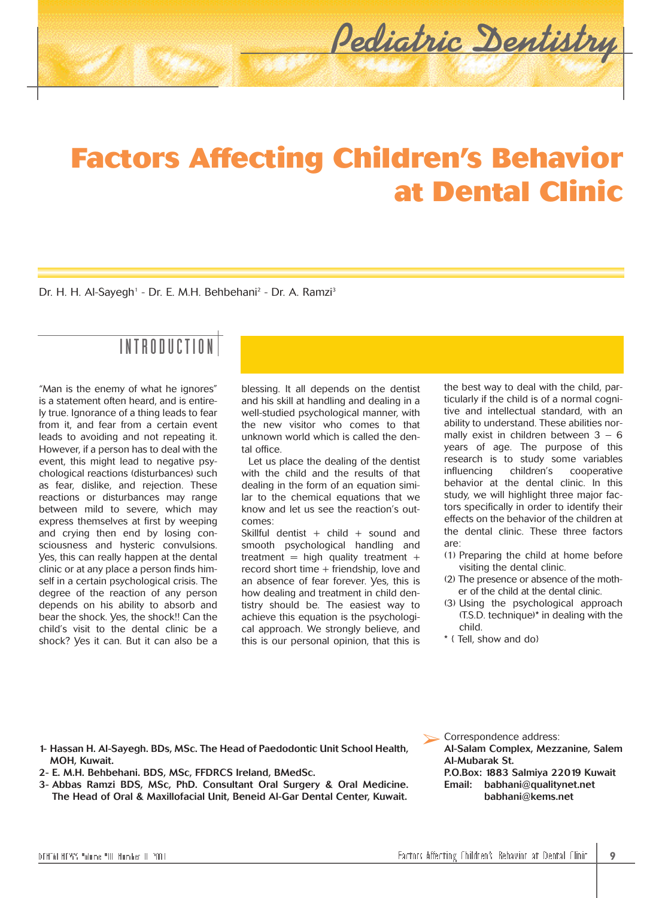# Factors Affecting Children's Behavior at Dental Clinic

Dr. H. H. Al-Sayegh[1] - Dr. E. M.H. Behbehani[2] - Dr. A. Ramzi[3]

## INTRODUCTION

"Man is the enemy of what he ignores" is a statement often heard, and is entirely true. Ignorance of a thing leads to fear from it, and fear from a certain event leads to avoiding and not repeating it. However, if a person has to deal with the event, this might lead to negative psychological reactions (disturbances) such as fear, dislike, and rejection. These reactions or disturbances may range between mild to severe, which may express themselves at first by weeping and crying then end by losing consciousness and hysteric convulsions. Yes, this can really happen at the dental clinic or at any place a person finds himself in a certain psychological crisis. The degree of the reaction of any person depends on his ability to absorb and bear the shock. Yes, the shock!! Can the child's visit to the dental clinic be a shock? Yes it can. But it can also be a blessing. It all depends on the dentist and his skill at handling and dealing in a well-studied psychological manner, with the new visitor who comes to that unknown world which is called the dental office.

Let us place the dealing of the dentist with the child and the results of that dealing in the form of an equation similar to the chemical equations that we know and let us see the reaction's outcomes:

Skillful dentist + child + sound and smooth psychological handling and treatment = high quality treatment + record short time + friendship, love and an absence of fear forever. Yes, this is how dealing and treatment in child dentistry should be. The easiest way to achieve this equation is the psychological approach. We strongly believe, and this is our personal opinion, that this is the best way to deal with the child, particularly if the child is of a normal cognitive and intellectual standard, with an ability to understand. These abilities normally exist in children between 3 – 6 years of age. The purpose of this research is to study some variables influencing children's cooperative behavior at the dental clinic. In this study, we will highlight three major factors specifically in order to identify their effects on the behavior of the children at the dental clinic. These three factors are:

(1) Preparing the child at home before visiting the dental clinic.
(2) The presence or absence of the mother of the child at the dental clinic.
(3) Using the psychological approach (T.S.D. technique)* in dealing with the child.

* ( Tell, show and do)

1- Hassan H. Al-Sayegh. BDs, MSc. The Head of Paedodontic Unit School Health, MOH, Kuwait.
2- E. M.H. Behbehani. BDS, MSc, FFDRCS Ireland, BMedSc.
3- Abbas Ramzi BDS, MSc, PhD. Consultant Oral Surgery & Oral Medicine. The Head of Oral & Maxillofacial Unit, Beneid Al-Gar Dental Center, Kuwait.

Correspondence address:
**Al-Salam Complex, Mezzanine, Salem Al-Mubarak St.**
**P.O.Box: 1883 Salmiya 22019 Kuwait**
**Email: babhani@qualitynet.net**
**babhani@kems.net**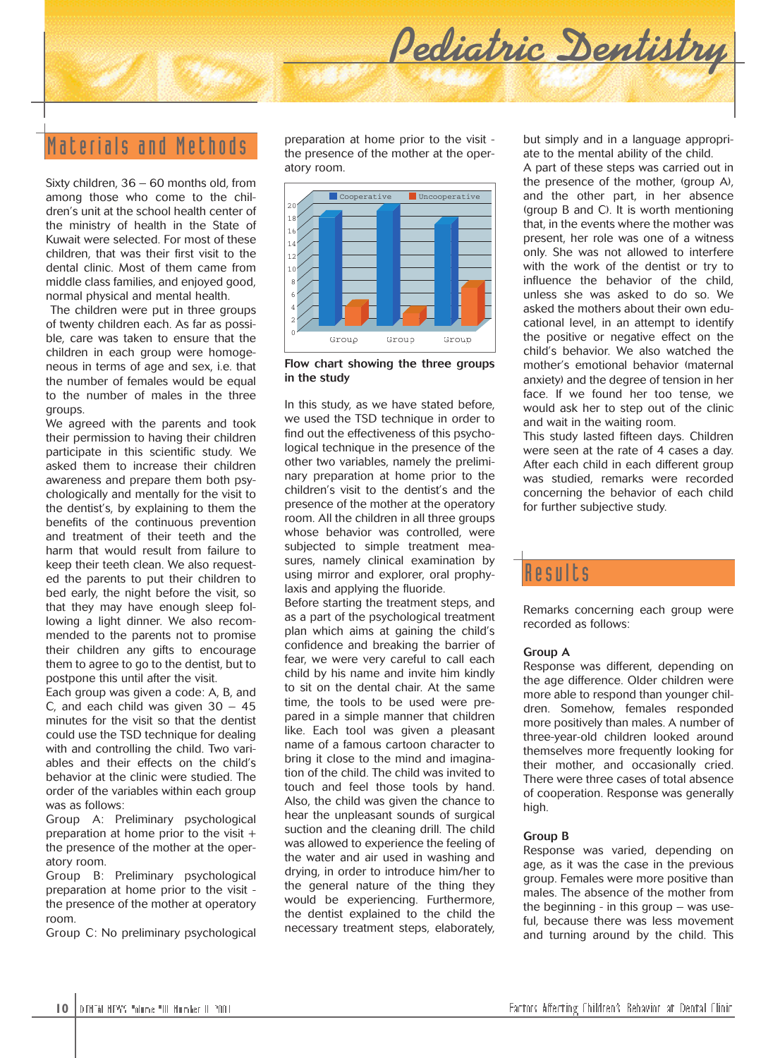## Materials and Methods

Sixty children, 36 – 60 months old, from among those who come to the children's unit at the school health center of the ministry of health in the State of Kuwait were selected. For most of these children, that was their first visit to the dental clinic. Most of them came from middle class families, and enjoyed good, normal physical and mental health.

The children were put in three groups of twenty children each. As far as possible, care was taken to ensure that the children in each group were homogeneous in terms of age and sex, i.e. that the number of females would be equal to the number of males in the three groups.

We agreed with the parents and took their permission to having their children participate in this scientific study. We asked them to increase their children awareness and prepare them both psychologically and mentally for the visit to the dentist's, by explaining to them the benefits of the continuous prevention and treatment of their teeth and the harm that would result from failure to keep their teeth clean. We also requested the parents to put their children to bed early, the night before the visit, so that they may have enough sleep following a light dinner. We also recommended to the parents not to promise their children any gifts to encourage them to agree to go to the dentist, but to postpone this until after the visit.

Each group was given a code: A, B, and C, and each child was given 30 – 45 minutes for the visit so that the dentist could use the TSD technique for dealing with and controlling the child. Two variables and their effects on the child's behavior at the clinic were studied. The order of the variables within each group was as follows:

Group A: Preliminary psychological preparation at home prior to the visit + the presence of the mother at the operatory room.

Group B: Preliminary psychological preparation at home prior to the visit - the presence of the mother at operatory room.

Group C: No preliminary psychological preparation at home prior to the visit - the presence of the mother at the operatory room.

Cooperative
Uncooperative
20
18
16
14
12
10
8
6
4
2
0
Group
Group
Group

**Flow chart showing the three groups in the study**

In this study, as we have stated before, we used the TSD technique in order to find out the effectiveness of this psychological technique in the presence of the other two variables, namely the preliminary preparation at home prior to the children's visit to the dentist's and the presence of the mother at the operatory room. All the children in all three groups whose behavior was controlled, were subjected to simple treatment measures, namely clinical examination by using mirror and explorer, oral prophylaxis and applying the fluoride.

Before starting the treatment steps, and as a part of the psychological treatment plan which aims at gaining the child's confidence and breaking the barrier of fear, we were very careful to call each child by his name and invite him kindly to sit on the dental chair. At the same time, the tools to be used were prepared in a simple manner that children like. Each tool was given a pleasant name of a famous cartoon character to bring it close to the mind and imagination of the child. The child was invited to touch and feel those tools by hand. Also, the child was given the chance to hear the unpleasant sounds of surgical suction and the cleaning drill. The child was allowed to experience the feeling of the water and air used in washing and drying, in order to introduce him/her to the general nature of the thing they would be experiencing. Furthermore, the dentist explained to the child the necessary treatment steps, elaborately, but simply and in a language appropriate to the mental ability of the child.

A part of these steps was carried out in the presence of the mother, (group A), and the other part, in her absence (group B and C). It is worth mentioning that, in the events where the mother was present, her role was one of a witness only. She was not allowed to interfere with the work of the dentist or try to influence the behavior of the child, unless she was asked to do so. We asked the mothers about their own educational level, in an attempt to identify the positive or negative effect on the child's behavior. We also watched the mother's emotional behavior (maternal anxiety) and the degree of tension in her face. If we found her too tense, we would ask her to step out of the clinic and wait in the waiting room.

This study lasted fifteen days. Children were seen at the rate of 4 cases a day. After each child in each different group was studied, remarks were recorded concerning the behavior of each child for further subjective study.

## Results

Remarks concerning each group were recorded as follows:

**Group A**

Response was different, depending on the age difference. Older children were more able to respond than younger children. Somehow, females responded more positively than males. A number of three-year-old children looked around themselves more frequently looking for their mother, and occasionally cried. There were three cases of total absence of cooperation. Response was generally high.

**Group B**

Response was varied, depending on age, as it was the case in the previous group. Females were more positive than males. The absence of the mother from the beginning - in this group – was useful, because there was less movement and turning around by the child. This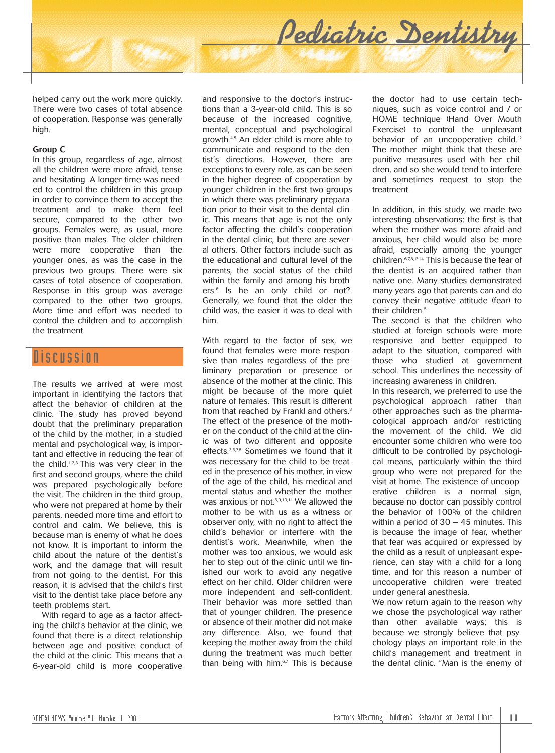helped carry out the work more quickly. There were two cases of total absence of cooperation. Response was generally high.

**Group C**

In this group, regardless of age, almost all the children were more afraid, tense and hesitating. A longer time was needed to control the children in this group in order to convince them to accept the treatment and to make them feel secure, compared to the other two groups. Females were, as usual, more positive than males. The older children were more cooperative than the younger ones, as was the case in the previous two groups. There were six cases of total absence of cooperation. Response in this group was average compared to the other two groups. More time and effort was needed to control the children and to accomplish the treatment.

## Discussion

The results we arrived at were most important in identifying the factors that affect the behavior of children at the clinic. The study has proved beyond doubt that the preliminary preparation of the child by the mother, in a studied mental and psychological way, is important and effective in reducing the fear of the child.[1,2,3] This was very clear in the first and second groups, where the child was prepared psychologically before the visit. The children in the third group, who were not prepared at home by their parents, needed more time and effort to control and calm. We believe, this is because man is enemy of what he does not know. It is important to inform the child about the nature of the dentist's work, and the damage that will result from not going to the dentist. For this reason, it is advised that the child's first visit to the dentist take place before any teeth problems start.

With regard to age as a factor affecting the child's behavior at the clinic, we found that there is a direct relationship between age and positive conduct of the child at the clinic. This means that a 6-year-old child is more cooperative and responsive to the doctor's instructions than a 3-year-old child. This is so because of the increased cognitive, mental, conceptual and psychological growth.[4,5] An elder child is more able to communicate and respond to the dentist's directions. However, there are exceptions to every role, as can be seen in the higher degree of cooperation by younger children in the first two groups in which there was preliminary preparation prior to their visit to the dental clinic. This means that age is not the only factor affecting the child's cooperation in the dental clinic, but there are several others. Other factors include such as the educational and cultural level of the parents, the social status of the child within the family and among his brothers.[6] Is he an only child or not?. Generally, we found that the older the child was, the easier it was to deal with him.

With regard to the factor of sex, we found that females were more responsive than males regardless of the preliminary preparation or presence or absence of the mother at the clinic. This might be because of the more quiet nature of females. This result is different from that reached by Frankl and others.[3] The effect of the presence of the mother on the conduct of the child at the clinic was of two different and opposite effects.[3,6,7,8] Sometimes we found that it was necessary for the child to be treated in the presence of his mother, in view of the age of the child, his medical and mental status and whether the mother was anxious or not.[6,9,10,11] We allowed the mother to be with us as a witness or observer only, with no right to affect the child's behavior or interfere with the dentist's work. Meanwhile, when the mother was too anxious, we would ask her to step out of the clinic until we finished our work to avoid any negative effect on her child. Older children were more independent and self-confident. Their behavior was more settled than that of younger children. The presence or absence of their mother did not make any difference. Also, we found that keeping the mother away from the child during the treatment was much better than being with him.[6,7] This is because the doctor had to use certain techniques, such as voice control and / or HOME technique (Hand Over Mouth Exercise) to control the unpleasant behavior of an uncooperative child.[12] The mother might think that these are punitive measures used with her children, and so she would tend to interfere and sometimes request to stop the treatment.

In addition, in this study, we made two interesting observations: the first is that when the mother was more afraid and anxious, her child would also be more afraid, especially among the younger children.[6,7,8,13,14] This is because the fear of the dentist is an acquired rather than native one. Many studies demonstrated many years ago that parents can and do convey their negative attitude (fear) to their children.[5]

The second is that the children who studied at foreign schools were more responsive and better equipped to adapt to the situation, compared with those who studied at government school. This underlines the necessity of increasing awareness in children.

In this research, we preferred to use the psychological approach rather than other approaches such as the pharmacological approach and/or restricting the movement of the child. We did encounter some children who were too difficult to be controlled by psychological means, particularly within the third group who were not prepared for the visit at home. The existence of uncooperative children is a normal sign, because no doctor can possibly control the behavior of 100% of the children within a period of 30 – 45 minutes. This is because the image of fear, whether that fear was acquired or expressed by the child as a result of unpleasant experience, can stay with a child for a long time, and for this reason a number of uncooperative children were treated under general anesthesia.

We now return again to the reason why we chose the psychological way rather than other available ways; this is because we strongly believe that psychology plays an important role in the child's management and treatment in the dental clinic. "Man is the enemy of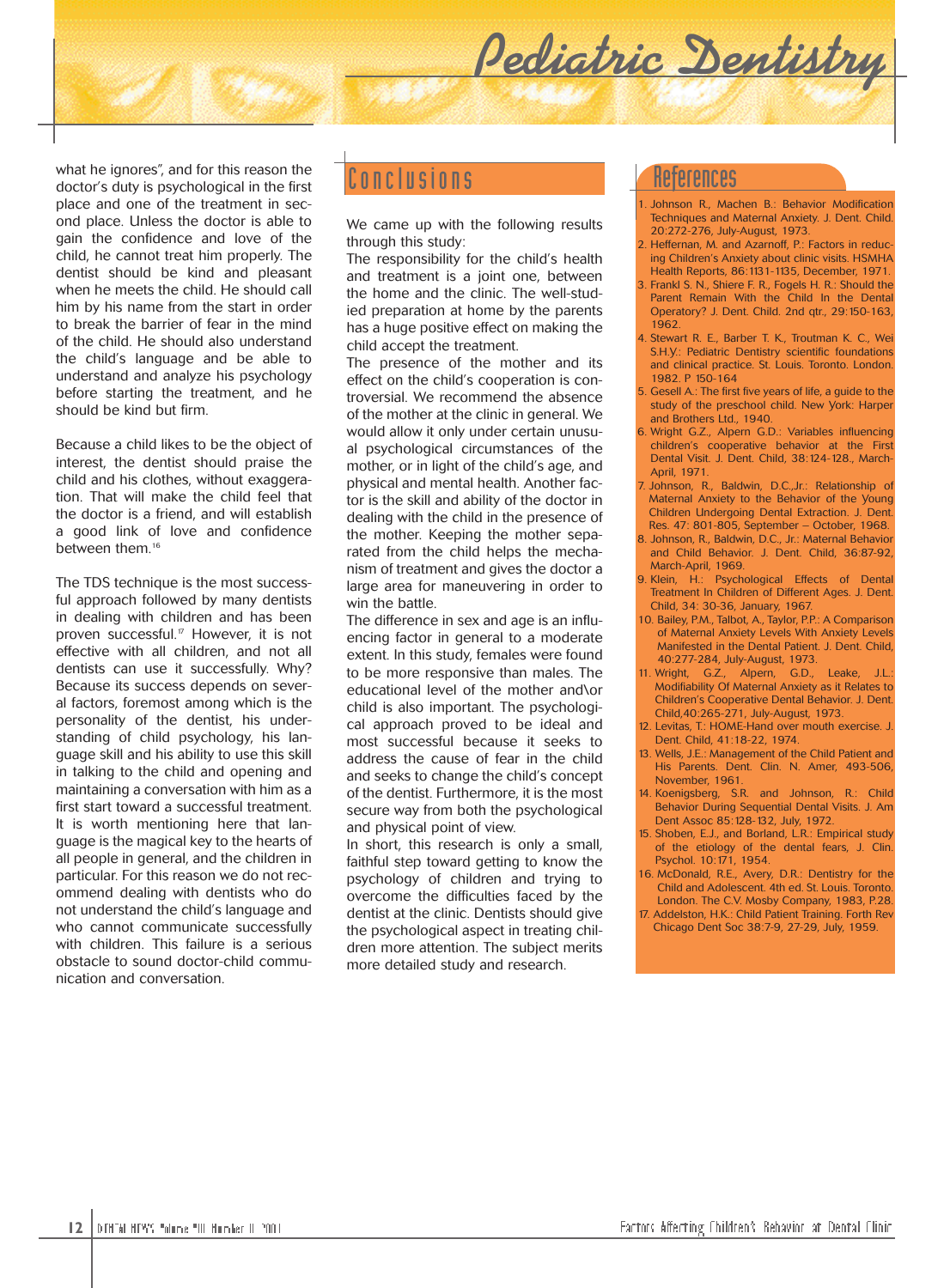what he ignores", and for this reason the doctor's duty is psychological in the first place and one of the treatment in second place. Unless the doctor is able to gain the confidence and love of the child, he cannot treat him properly. The dentist should be kind and pleasant when he meets the child. He should call him by his name from the start in order to break the barrier of fear in the mind of the child. He should also understand the child's language and be able to understand and analyze his psychology before starting the treatment, and he should be kind but firm.

Because a child likes to be the object of interest, the dentist should praise the child and his clothes, without exaggeration. That will make the child feel that the doctor is a friend, and will establish a good link of love and confidence between them.[16]

The TDS technique is the most successful approach followed by many dentists in dealing with children and has been proven successful.[17] However, it is not effective with all children, and not all dentists can use it successfully. Why? Because its success depends on several factors, foremost among which is the personality of the dentist, his understanding of child psychology, his language skill and his ability to use this skill in talking to the child and opening and maintaining a conversation with him as a first start toward a successful treatment. It is worth mentioning here that language is the magical key to the hearts of all people in general, and the children in particular. For this reason we do not recommend dealing with dentists who do not understand the child's language and who cannot communicate successfully with children. This failure is a serious obstacle to sound doctor-child communication and conversation.

## Conclusions

We came up with the following results through this study:

The responsibility for the child's health and treatment is a joint one, between the home and the clinic. The well-studied preparation at home by the parents has a huge positive effect on making the child accept the treatment.

The presence of the mother and its effect on the child's cooperation is controversial. We recommend the absence of the mother at the clinic in general. We would allow it only under certain unusual psychological circumstances of the mother, or in light of the child's age, and physical and mental health. Another factor is the skill and ability of the doctor in dealing with the child in the presence of the mother. Keeping the mother separated from the child helps the mechanism of treatment and gives the doctor a large area for maneuvering in order to win the battle.

The difference in sex and age is an influencing factor in general to a moderate extent. In this study, females were found to be more responsive than males. The educational level of the mother and\or child is also important. The psychological approach proved to be ideal and most successful because it seeks to address the cause of fear in the child and seeks to change the child's concept of the dentist. Furthermore, it is the most secure way from both the psychological and physical point of view.

In short, this research is only a small, faithful step toward getting to know the psychology of children and trying to overcome the difficulties faced by the dentist at the clinic. Dentists should give the psychological aspect in treating children more attention. The subject merits more detailed study and research.

## References

1. Johnson R., Machen B.: Behavior Modification Techniques and Maternal Anxiety. J. Dent. Child. 20:272-276, July-August, 1973.
2. Heffernan, M. and Azarnoff, P.: Factors in reducing Children's Anxiety about clinic visits. HSMHA Health Reports, 86:1131-1135, December, 1971.
3. Frankl S. N., Shiere F. R., Fogels H. R.: Should the Parent Remain With the Child In the Dental Operatory? J. Dent. Child. 2nd qtr., 29:150-163, 1962.
4. Stewart R. E., Barber T. K., Troutman K. C., Wei S.H.Y.: Pediatric Dentistry scientific foundations and clinical practice. St. Louis. Toronto. London. 1982. P 150-164
5. Gesell A.: The first five years of life, a guide to the study of the preschool child. New York: Harper and Brothers Ltd., 1940.
6. Wright G.Z., Alpern G.D.: Variables influencing children's cooperative behavior at the First Dental Visit. J. Dent. Child, 38:124-128., March-April, 1971.
7. Johnson, R., Baldwin, D.C.,Jr.: Relationship of Maternal Anxiety to the Behavior of the Young Children Undergoing Dental Extraction. J. Dent. Res. 47: 801-805, September – October, 1968.
8. Johnson, R., Baldwin, D.C., Jr.: Maternal Behavior and Child Behavior. J. Dent. Child, 36:87-92, March-April, 1969.
9. Klein, H.: Psychological Effects of Dental Treatment In Children of Different Ages. J. Dent. Child, 34: 30-36, January, 1967.
10. Bailey, P.M., Talbot, A., Taylor, P.P.: A Comparison of Maternal Anxiety Levels With Anxiety Levels Manifested in the Dental Patient. J. Dent. Child, 40:277-284, July-August, 1973.
11. Wright, G.Z., Alpern, G.D., Leake, J.L.: Modifiability Of Maternal Anxiety as it Relates to Children's Cooperative Dental Behavior. J. Dent. Child,40:265-271, July-August, 1973.
12. Levitas, T.: HOME-Hand over mouth exercise. J. Dent. Child, 41:18-22, 1974.
13. Wells, J.E.: Management of the Child Patient and His Parents. Dent. Clin. N. Amer, 493-506, November, 1961.
14. Koenigsberg, S.R. and Johnson, R.: Child Behavior During Sequential Dental Visits. J. Am Dent Assoc 85:128-132, July, 1972.
15. Shoben, E.J., and Borland, L.R.: Empirical study of the etiology of the dental fears, J. Clin. Psychol. 10:171, 1954.
16. McDonald, R.E., Avery, D.R.: Dentistry for the Child and Adolescent. 4th ed. St. Louis. Toronto. London. The C.V. Mosby Company, 1983, P.28.
17. Addelston, H.K.: Child Patient Training. Forth Rev Chicago Dent Soc 38:7-9, 27-29, July, 1959.